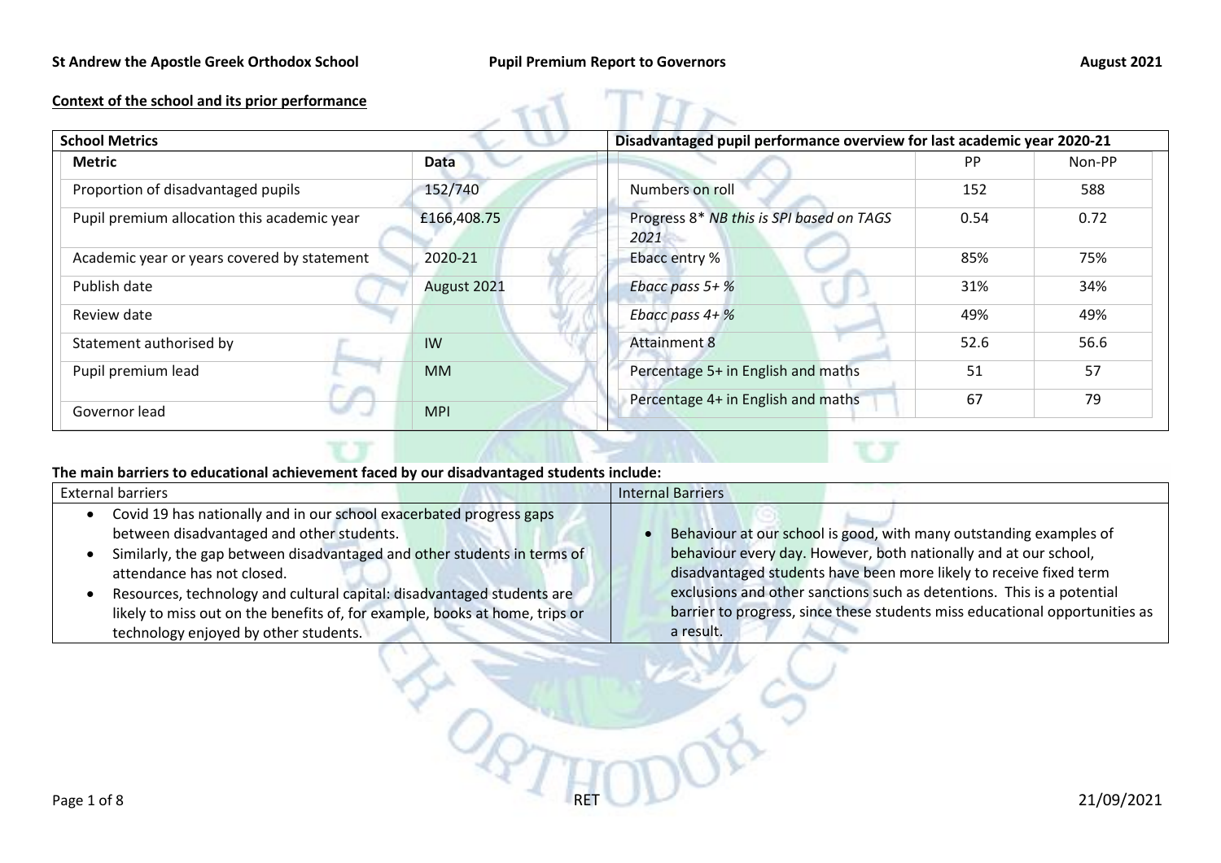**St Andrew the Apostle Greek Orthodox School** **Pupil Premium Report to Governors** **August 2021**

## Context of the school and its prior performance

| **School Metrics** | |
|---|---|
| **Metric** | **Data** |
| Proportion of disadvantaged pupils | 152/740 |
| Pupil premium allocation this academic year | £166,408.75 |
| Academic year or years covered by statement | 2020-21 |
| Publish date | August 2021 |
| Review date | |
| Statement authorised by | IW |
| Pupil premium lead | MM |
| Governor lead | MPI |

| **Disadvantaged pupil performance overview for last academic year 2020-21** | | |
|---|---|---|
| | PP | Non-PP |
| Numbers on roll | 152 | 588 |
| Progress 8* *NB this is SPI based on TAGS 2021* | 0.54 | 0.72 |
| Ebacc entry % | 85% | 75% |
| *Ebacc pass 5+ %* | 31% | 34% |
| *Ebacc pass 4+ %* | 49% | 49% |
| Attainment 8 | 52.6 | 56.6 |
| Percentage 5+ in English and maths | 51 | 57 |
| Percentage 4+ in English and maths | 67 | 79 |

**The main barriers to educational achievement faced by our disadvantaged students include:**

| External barriers | Internal Barriers |
|---|---|
| • Covid 19 has nationally and in our school exacerbated progress gaps between disadvantaged and other students.<br>• Similarly, the gap between disadvantaged and other students in terms of attendance has not closed.<br>• Resources, technology and cultural capital: disadvantaged students are likely to miss out on the benefits of, for example, books at home, trips or technology enjoyed by other students. | • Behaviour at our school is good, with many outstanding examples of behaviour every day. However, both nationally and at our school, disadvantaged students have been more likely to receive fixed term exclusions and other sanctions such as detentions. This is a potential barrier to progress, since these students miss educational opportunities as a result. |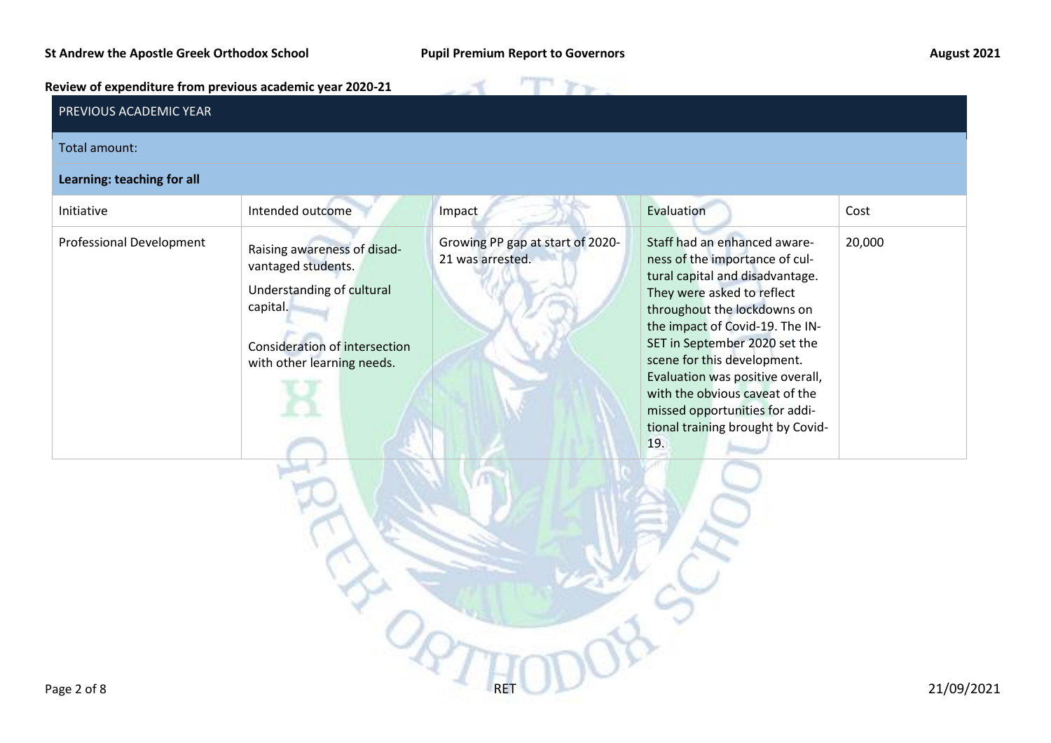**Review of expenditure from previous academic year 2020-21**

| PREVIOUS ACADEMIC YEAR | | | | |
|---|---|---|---|---|
| Total amount: | | | | |
| **Learning: teaching for all** | | | | |
| Initiative | Intended outcome | Impact | Evaluation | Cost |
| Professional Development | Raising awareness of disadvantaged students.<br><br>Understanding of cultural capital.<br><br>Consideration of intersection with other learning needs. | Growing PP gap at start of 2020-21 was arrested. | Staff had an enhanced awareness of the importance of cultural capital and disadvantage. They were asked to reflect throughout the lockdowns on the impact of Covid-19. The INSET in September 2020 set the scene for this development. Evaluation was positive overall, with the obvious caveat of the missed opportunities for additional training brought by Covid-19. | 20,000 |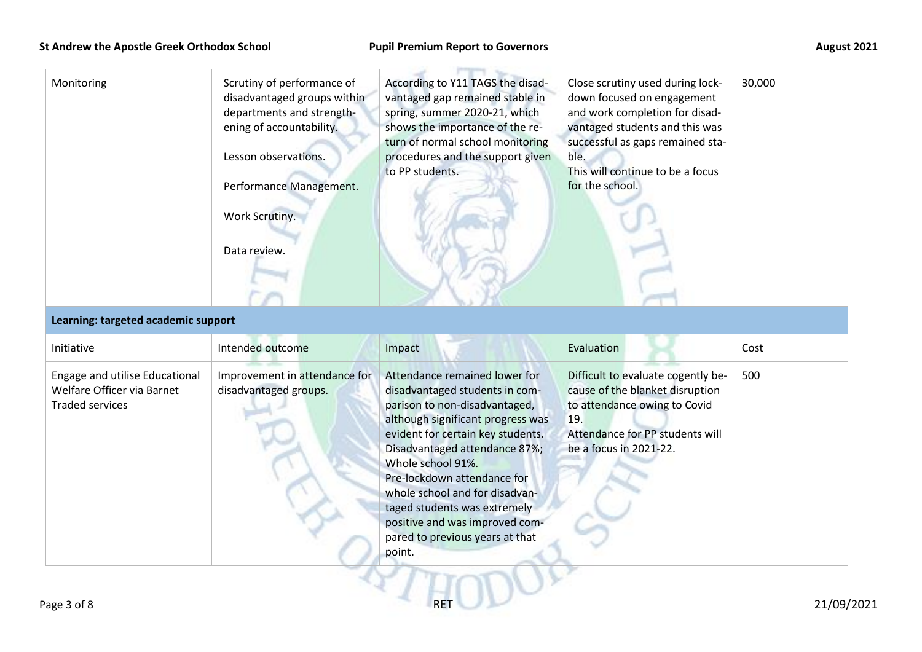| Monitoring | Scrutiny of performance of disadvantaged groups within departments and strengthening of accountability.<br><br>Lesson observations.<br><br>Performance Management.<br><br>Work Scrutiny.<br><br>Data review. | According to Y11 TAGS the disadvantaged gap remained stable in spring, summer 2020-21, which shows the importance of the return of normal school monitoring procedures and the support given to PP students. | Close scrutiny used during lockdown focused on engagement and work completion for disadvantaged students and this was successful as gaps remained stable.<br>This will continue to be a focus for the school. | 30,000 |
|---|---|---|---|---|

**Learning: targeted academic support**

| Initiative | Intended outcome | Impact | Evaluation | Cost |
|---|---|---|---|---|
| Engage and utilise Educational Welfare Officer via Barnet Traded services | Improvement in attendance for disadvantaged groups. | Attendance remained lower for disadvantaged students in comparison to non-disadvantaged, although significant progress was evident for certain key students. Disadvantaged attendance 87%; Whole school 91%.<br>Pre-lockdown attendance for whole school and for disadvantaged students was extremely positive and was improved compared to previous years at that point. | Difficult to evaluate cogently because of the blanket disruption to attendance owing to Covid 19.<br>Attendance for PP students will be a focus in 2021-22. | 500 |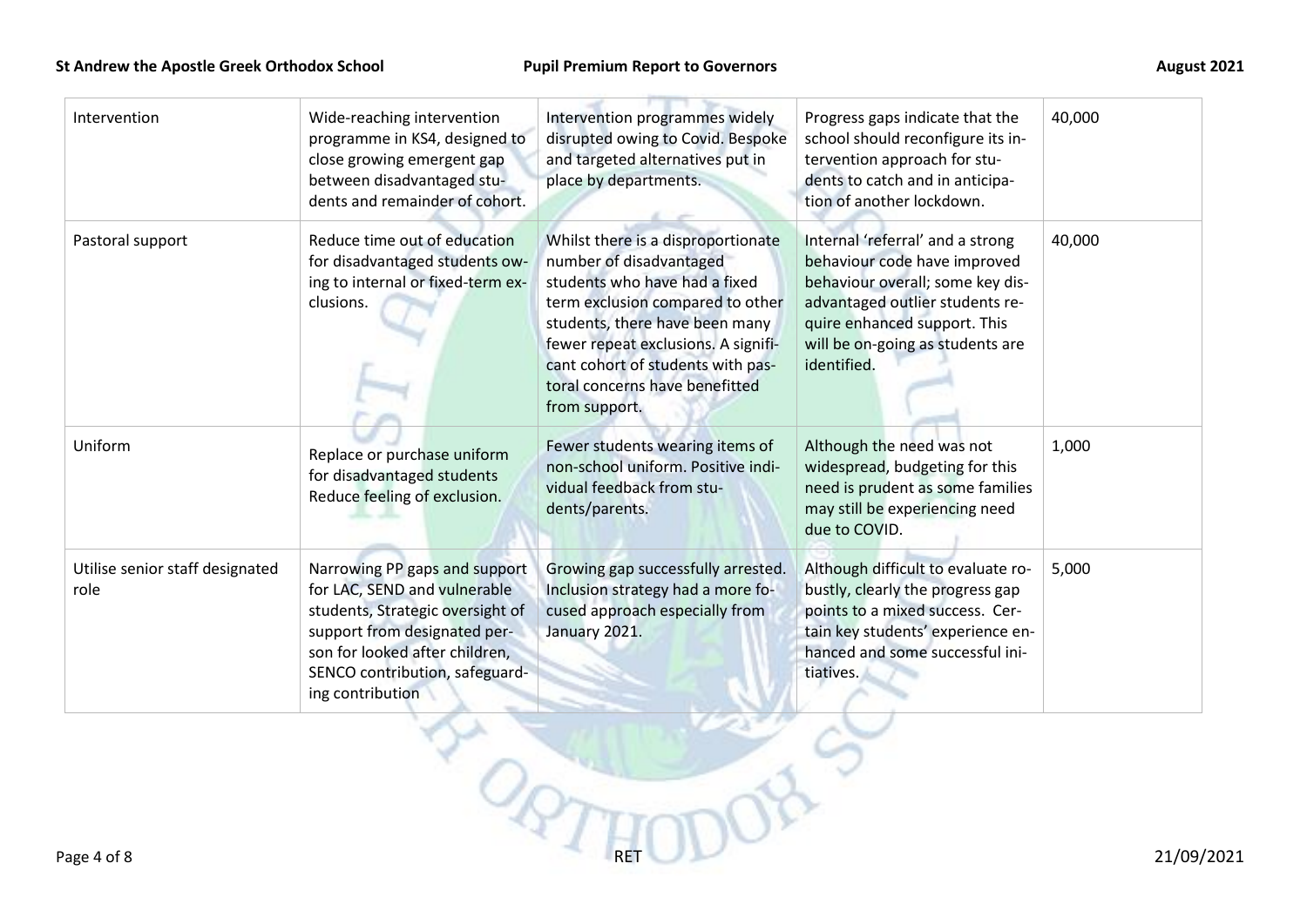| Intervention | Wide-reaching intervention programme in KS4, designed to close growing emergent gap between disadvantaged students and remainder of cohort. | Intervention programmes widely disrupted owing to Covid. Bespoke and targeted alternatives put in place by departments. | Progress gaps indicate that the school should reconfigure its intervention approach for students to catch and in anticipation of another lockdown. | 40,000 |
|---|---|---|---|---|
| Pastoral support | Reduce time out of education for disadvantaged students owing to internal or fixed-term exclusions. | Whilst there is a disproportionate number of disadvantaged students who have had a fixed term exclusion compared to other students, there have been many fewer repeat exclusions. A significant cohort of students with pastoral concerns have benefitted from support. | Internal 'referral' and a strong behaviour code have improved behaviour overall; some key disadvantaged outlier students require enhanced support. This will be on-going as students are identified. | 40,000 |
| Uniform | Replace or purchase uniform for disadvantaged students Reduce feeling of exclusion. | Fewer students wearing items of non-school uniform. Positive individual feedback from students/parents. | Although the need was not widespread, budgeting for this need is prudent as some families may still be experiencing need due to COVID. | 1,000 |
| Utilise senior staff designated role | Narrowing PP gaps and support for LAC, SEND and vulnerable students, Strategic oversight of support from designated person for looked after children, SENCO contribution, safeguarding contribution | Growing gap successfully arrested. Inclusion strategy had a more focused approach especially from January 2021. | Although difficult to evaluate robustly, clearly the progress gap points to a mixed success. Certain key students' experience enhanced and some successful initiatives. | 5,000 |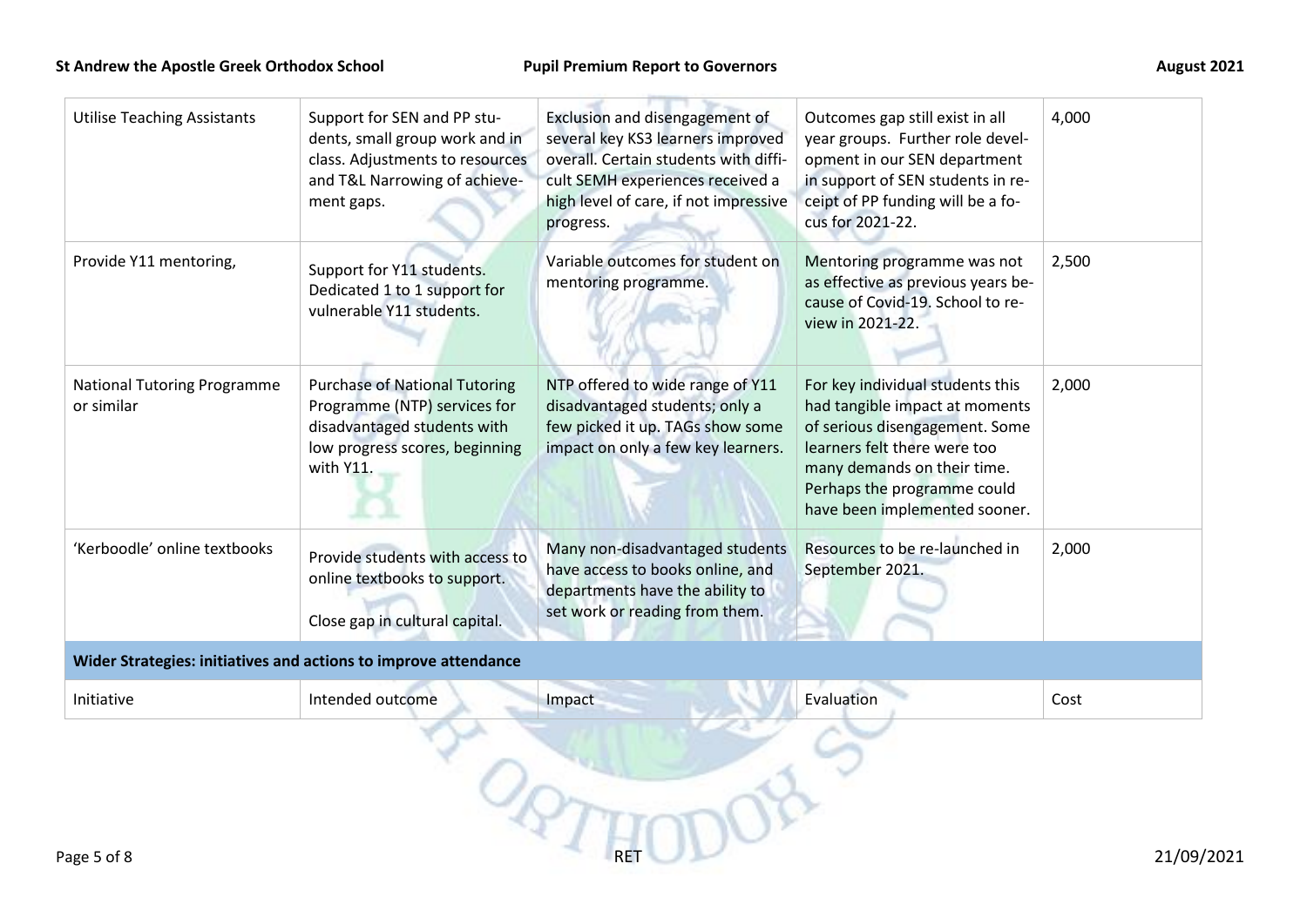| | | | | |
|---|---|---|---|---|
| Utilise Teaching Assistants | Support for SEN and PP students, small group work and in class. Adjustments to resources and T&L Narrowing of achievement gaps. | Exclusion and disengagement of several key KS3 learners improved overall. Certain students with difficult SEMH experiences received a high level of care, if not impressive progress. | Outcomes gap still exist in all year groups. Further role development in our SEN department in support of SEN students in receipt of PP funding will be a focus for 2021-22. | 4,000 |
| Provide Y11 mentoring, | Support for Y11 students. Dedicated 1 to 1 support for vulnerable Y11 students. | Variable outcomes for student on mentoring programme. | Mentoring programme was not as effective as previous years because of Covid-19. School to review in 2021-22. | 2,500 |
| National Tutoring Programme or similar | Purchase of National Tutoring Programme (NTP) services for disadvantaged students with low progress scores, beginning with Y11. | NTP offered to wide range of Y11 disadvantaged students; only a few picked it up. TAGs show some impact on only a few key learners. | For key individual students this had tangible impact at moments of serious disengagement. Some learners felt there were too many demands on their time. Perhaps the programme could have been implemented sooner. | 2,000 |
| 'Kerboodle' online textbooks | Provide students with access to online textbooks to support.<br><br>Close gap in cultural capital. | Many non-disadvantaged students have access to books online, and departments have the ability to set work or reading from them. | Resources to be re-launched in September 2021. | 2,000 |
| **Wider Strategies: initiatives and actions to improve attendance** | | | | |
| Initiative | Intended outcome | Impact | Evaluation | Cost |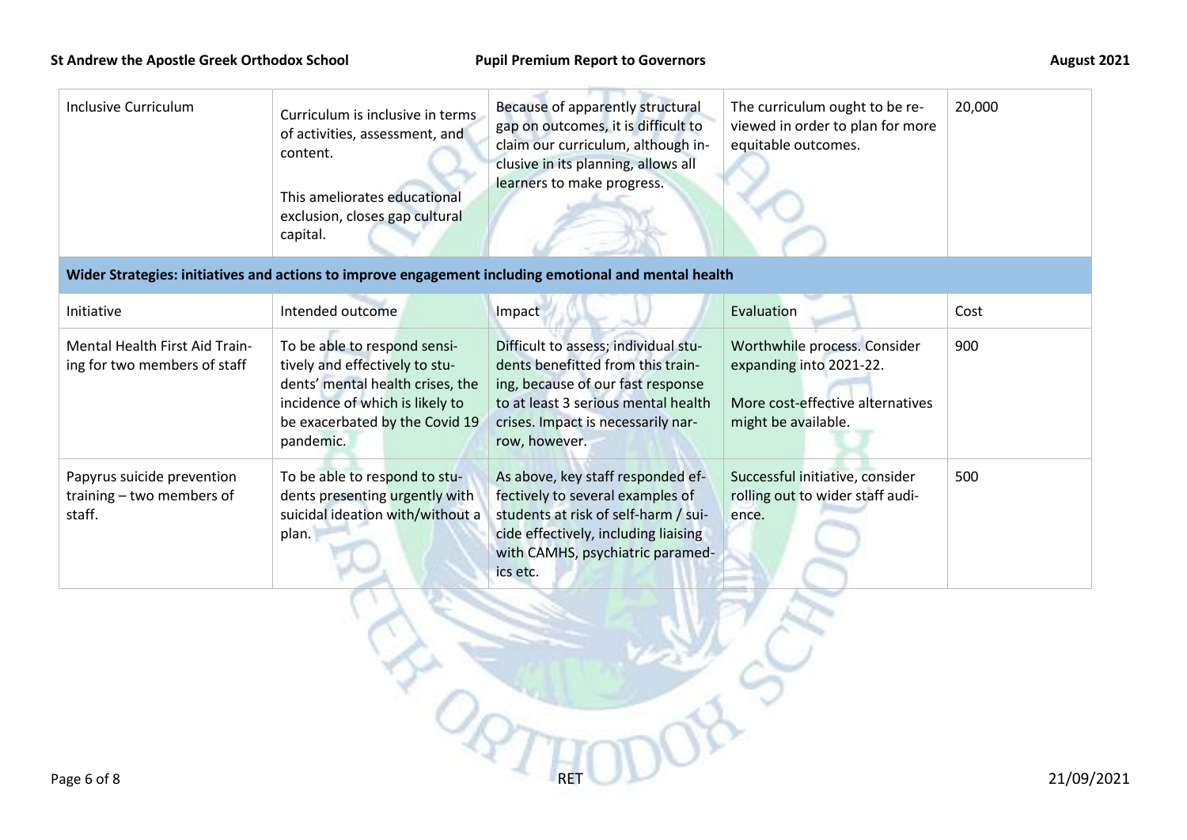| Inclusive Curriculum | Curriculum is inclusive in terms of activities, assessment, and content.<br><br>This ameliorates educational exclusion, closes gap cultural capital. | Because of apparently structural gap on outcomes, it is difficult to claim our curriculum, although inclusive in its planning, allows all learners to make progress. | The curriculum ought to be reviewed in order to plan for more equitable outcomes. | 20,000 |
|---|---|---|---|---|

**Wider Strategies: initiatives and actions to improve engagement including emotional and mental health**

| Initiative | Intended outcome | Impact | Evaluation | Cost |
|---|---|---|---|---|
| Mental Health First Aid Training for two members of staff | To be able to respond sensitively and effectively to students' mental health crises, the incidence of which is likely to be exacerbated by the Covid 19 pandemic. | Difficult to assess; individual students benefitted from this training, because of our fast response to at least 3 serious mental health crises. Impact is necessarily narrow, however. | Worthwhile process. Consider expanding into 2021-22.<br><br>More cost-effective alternatives might be available. | 900 |
| Papyrus suicide prevention training – two members of staff. | To be able to respond to students presenting urgently with suicidal ideation with/without a plan. | As above, key staff responded effectively to several examples of students at risk of self-harm / suicide effectively, including liaising with CAMHS, psychiatric paramedics etc. | Successful initiative, consider rolling out to wider staff audience. | 500 |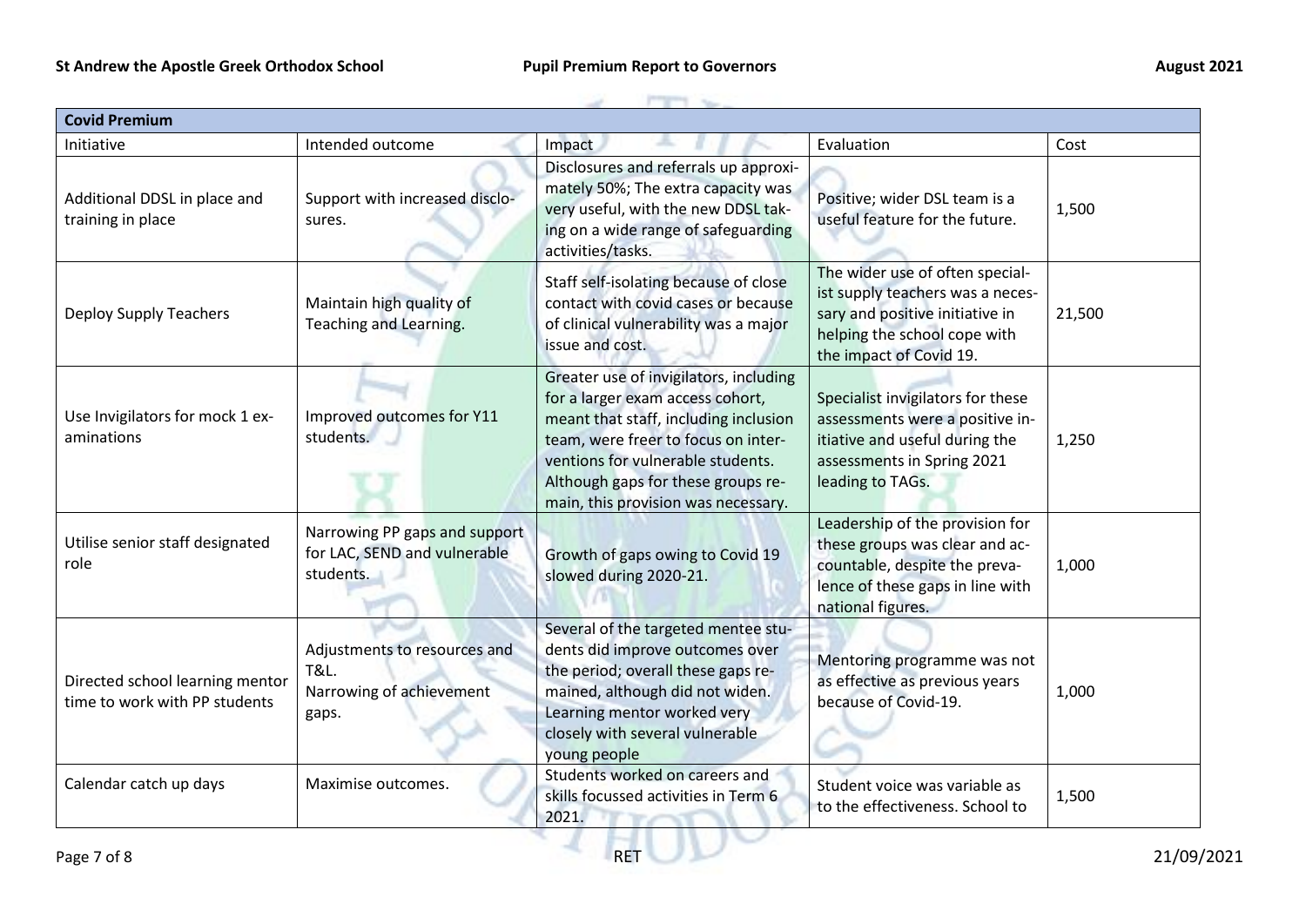| Covid Premium | | | | |
|---|---|---|---|---|
| Initiative | Intended outcome | Impact | Evaluation | Cost |
| Additional DDSL in place and training in place | Support with increased disclosures. | Disclosures and referrals up approximately 50%; The extra capacity was very useful, with the new DDSL taking on a wide range of safeguarding activities/tasks. | Positive; wider DSL team is a useful feature for the future. | 1,500 |
| Deploy Supply Teachers | Maintain high quality of Teaching and Learning. | Staff self-isolating because of close contact with covid cases or because of clinical vulnerability was a major issue and cost. | The wider use of often specialist supply teachers was a necessary and positive initiative in helping the school cope with the impact of Covid 19. | 21,500 |
| Use Invigilators for mock 1 examinations | Improved outcomes for Y11 students. | Greater use of invigilators, including for a larger exam access cohort, meant that staff, including inclusion team, were freer to focus on interventions for vulnerable students. Although gaps for these groups remain, this provision was necessary. | Specialist invigilators for these assessments were a positive initiative and useful during the assessments in Spring 2021 leading to TAGs. | 1,250 |
| Utilise senior staff designated role | Narrowing PP gaps and support for LAC, SEND and vulnerable students. | Growth of gaps owing to Covid 19 slowed during 2020-21. | Leadership of the provision for these groups was clear and accountable, despite the prevalence of these gaps in line with national figures. | 1,000 |
| Directed school learning mentor time to work with PP students | Adjustments to resources and T&L. Narrowing of achievement gaps. | Several of the targeted mentee students did improve outcomes over the period; overall these gaps remained, although did not widen. Learning mentor worked very closely with several vulnerable young people | Mentoring programme was not as effective as previous years because of Covid-19. | 1,000 |
| Calendar catch up days | Maximise outcomes. | Students worked on careers and skills focussed activities in Term 6 2021. | Student voice was variable as to the effectiveness. School to | 1,500 |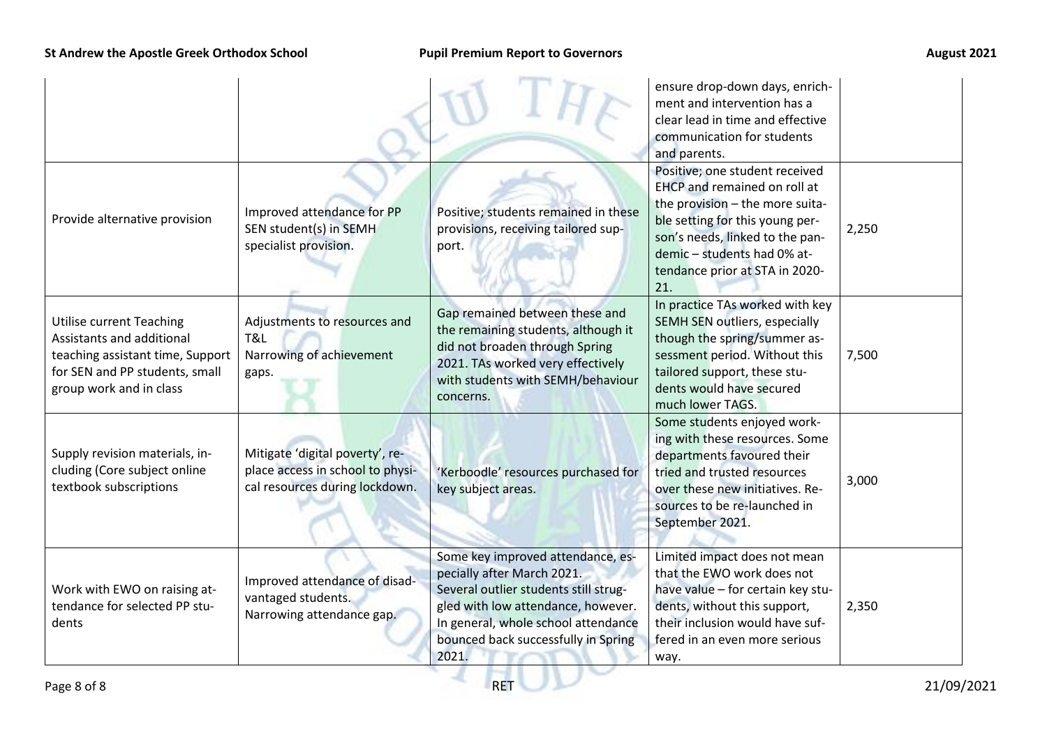| | | | | |
|---|---|---|---|---|
| | | | ensure drop-down days, enrichment and intervention has a clear lead in time and effective communication for students and parents. | |
| Provide alternative provision | Improved attendance for PP SEN student(s) in SEMH specialist provision. | Positive; students remained in these provisions, receiving tailored support. | Positive; one student received EHCP and remained on roll at the provision – the more suitable setting for this young person's needs, linked to the pandemic – students had 0% attendance prior at STA in 2020-21. | 2,250 |
| Utilise current Teaching Assistants and additional teaching assistant time, Support for SEN and PP students, small group work and in class | Adjustments to resources and T&L<br>Narrowing of achievement gaps. | Gap remained between these and the remaining students, although it did not broaden through Spring 2021. TAs worked very effectively with students with SEMH/behaviour concerns. | In practice TAs worked with key SEMH SEN outliers, especially though the spring/summer assessment period. Without this tailored support, these students would have secured much lower TAGS. | 7,500 |
| Supply revision materials, including (Core subject online textbook subscriptions | Mitigate 'digital poverty', replace access in school to physical resources during lockdown. | 'Kerboodle' resources purchased for key subject areas. | Some students enjoyed working with these resources. Some departments favoured their tried and trusted resources over these new initiatives. Resources to be re-launched in September 2021. | 3,000 |
| Work with EWO on raising attendance for selected PP students | Improved attendance of disadvantaged students.<br>Narrowing attendance gap. | Some key improved attendance, especially after March 2021.<br>Several outlier students still struggled with low attendance, however. In general, whole school attendance bounced back successfully in Spring 2021. | Limited impact does not mean that the EWO work does not have value – for certain key students, without this support, their inclusion would have suffered in an even more serious way. | 2,350 |